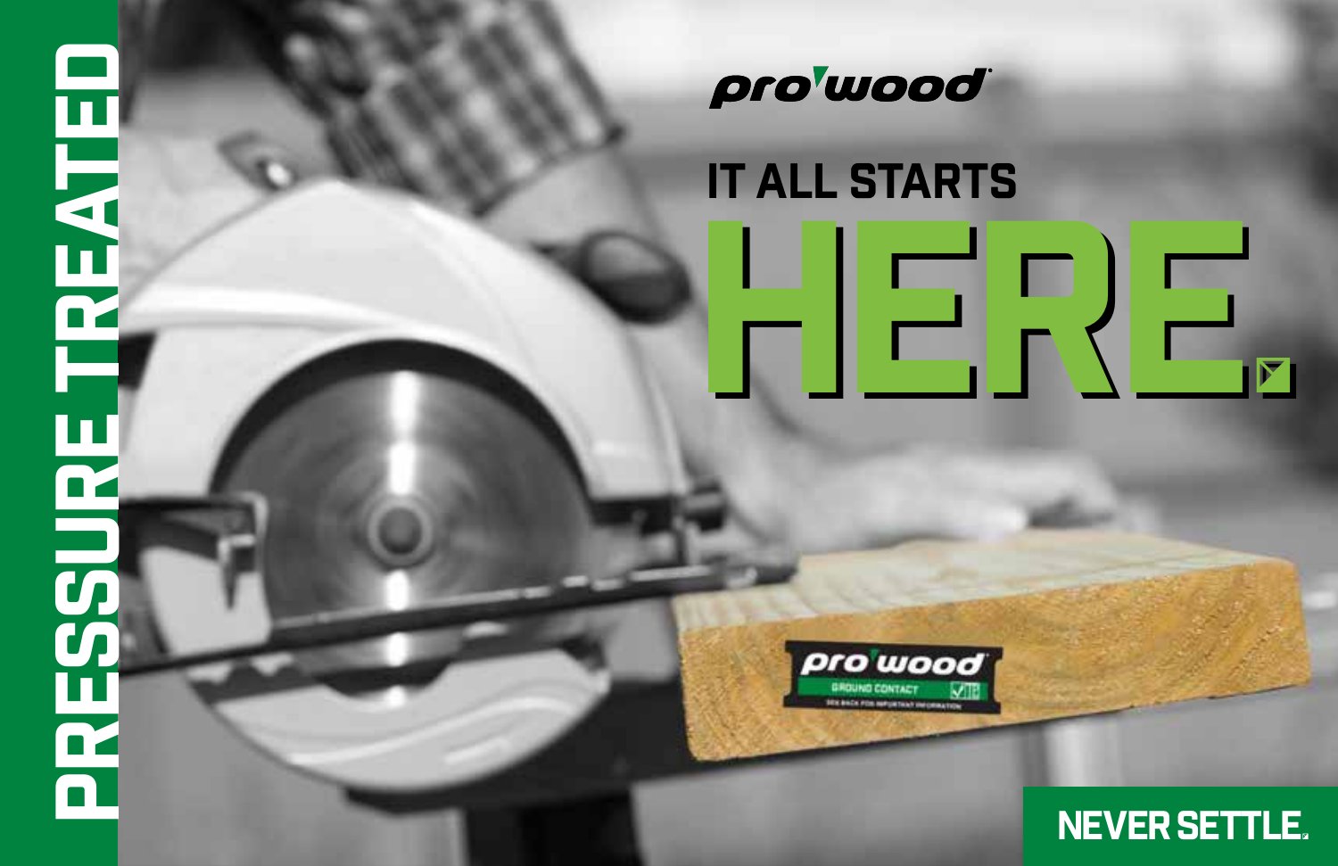PRESSURE TREATED

pro'wood

# IT ALL STARTS HERE.

pro'wood
GROUND CONTACT
SEE BACK FOR IMPORTANT INFORMATION

NEVER SETTLE.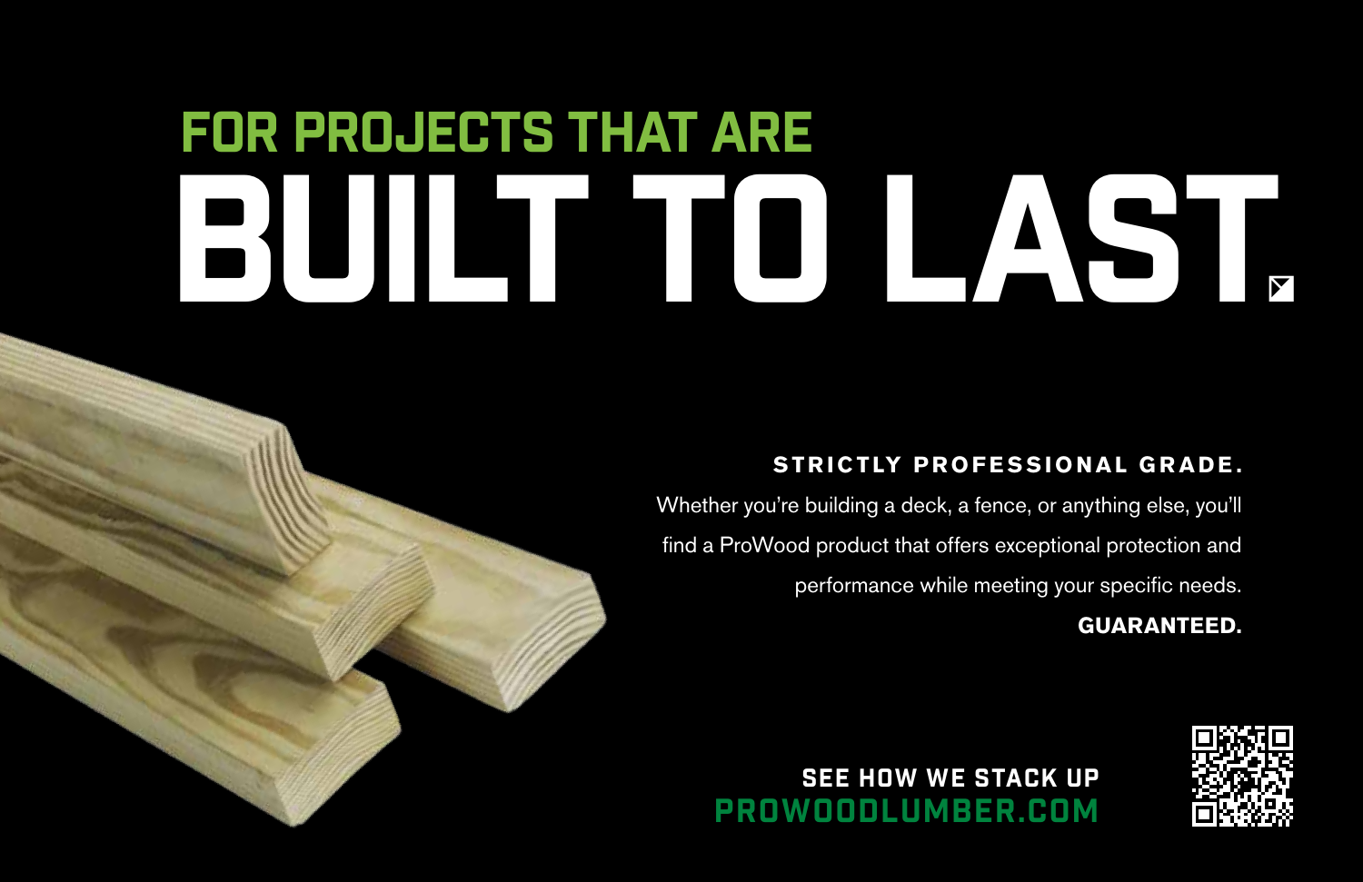## FOR PROJECTS THAT ARE

# BUILT TO LAST

**STRICTLY PROFESSIONAL GRADE.**

Whether you're building a deck, a fence, or anything else, you'll find a ProWood product that offers exceptional protection and performance while meeting your specific needs.

**GUARANTEED.**

**SEE HOW WE STACK UP**

**PROWOODLUMBER.COM**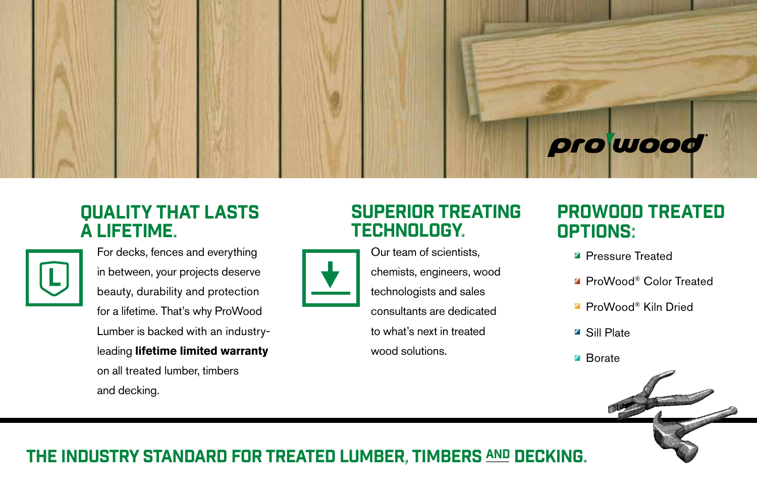prowood

## QUALITY THAT LASTS A LIFETIME.

For decks, fences and everything in between, your projects deserve beauty, durability and protection for a lifetime. That's why ProWood Lumber is backed with an industry-leading **lifetime limited warranty** on all treated lumber, timbers and decking.

## SUPERIOR TREATING TECHNOLOGY.

Our team of scientists, chemists, engineers, wood technologists and sales consultants are dedicated to what's next in treated wood solutions.

## PROWOOD TREATED OPTIONS:

- Pressure Treated
- ProWood® Color Treated
- ProWood® Kiln Dried
- Sill Plate
- Borate

## THE INDUSTRY STANDARD FOR TREATED LUMBER, TIMBERS AND DECKING.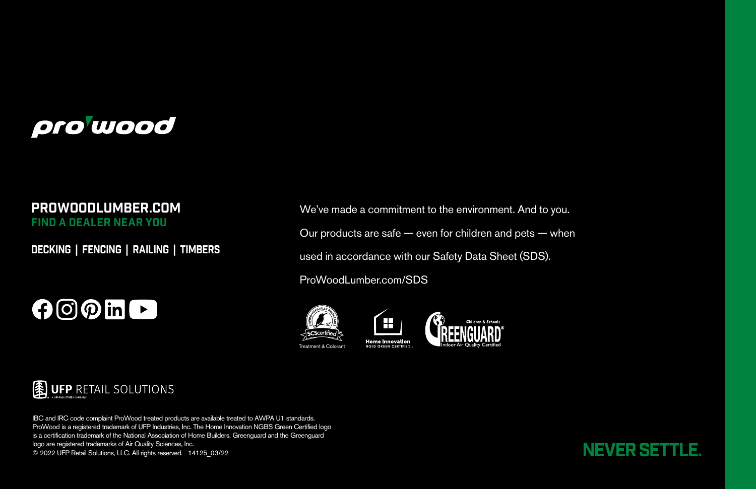pro'wood

**PROWOODLUMBER.COM**
**FIND A DEALER NEAR YOU**

**DECKING | FENCING | RAILING | TIMBERS**

We've made a commitment to the environment. And to you. Our products are safe — even for children and pets — when used in accordance with our Safety Data Sheet (SDS).

ProWoodLumber.com/SDS

SCScertified Treatment & Colorant

Home Innovation NGBS GREEN CERTIFIED

Children & Schools GREENGUARD® Indoor Air Quality Certified

UFP RETAIL SOLUTIONS

IBC and IRC code complaint ProWood treated products are available treated to AWPA U1 standards. ProWood is a registered trademark of UFP Industries, Inc. The Home Innovation NGBS Green Certified logo is a certification trademark of the National Association of Home Builders. Greenguard and the Greenguard logo are registered trademarks of Air Quality Sciences, Inc.
© 2022 UFP Retail Solutions, LLC. All rights reserved. 14125_03/22

**NEVER SETTLE.**